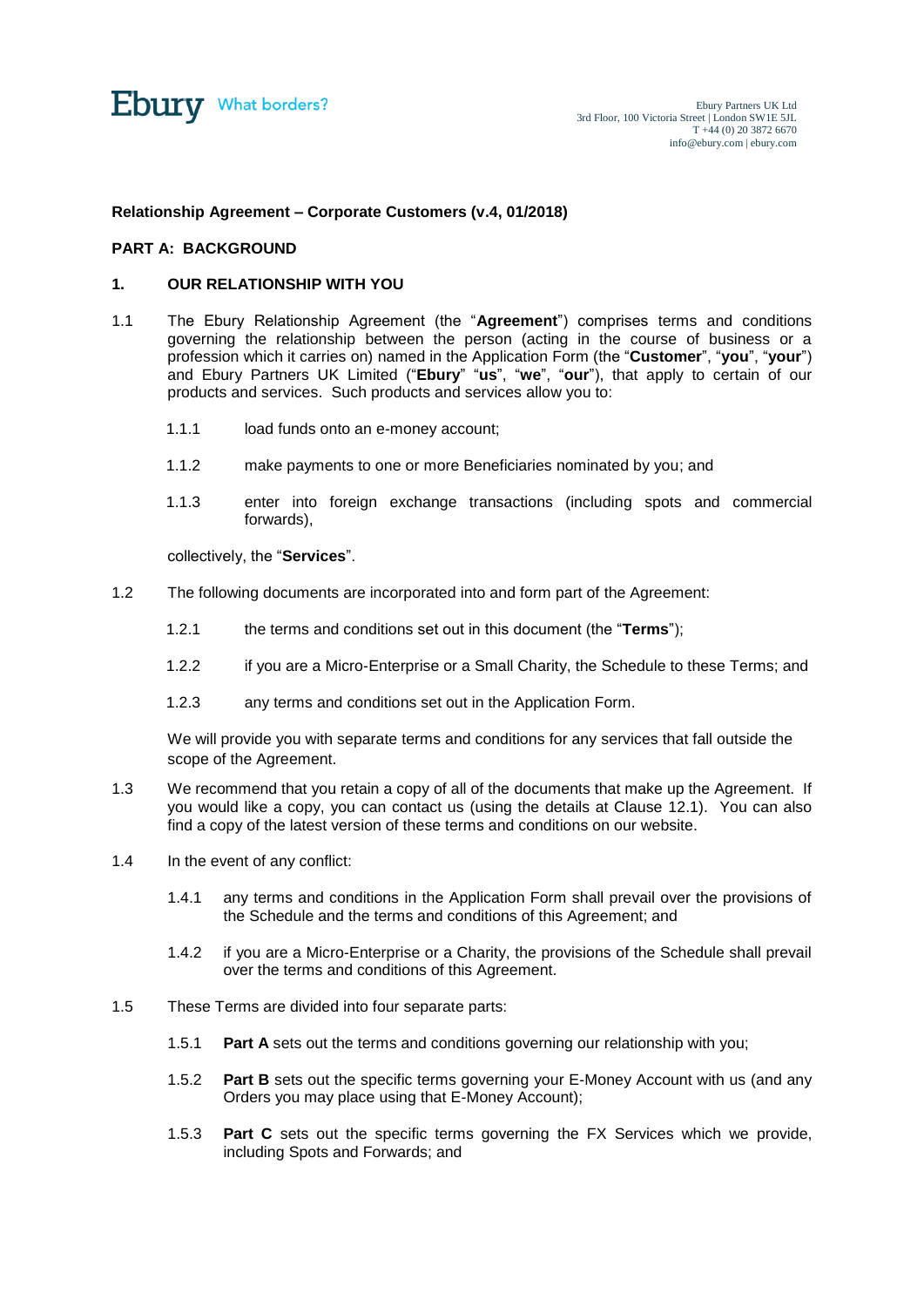Ebury What borders?

Ebury Partners UK Ltd
3rd Floor, 100 Victoria Street | London SW1E 5JL
T +44 (0) 20 3872 6670
info@ebury.com | ebury.com

**Relationship Agreement – Corporate Customers (v.4, 01/2018)**

**PART A: BACKGROUND**

**1. OUR RELATIONSHIP WITH YOU**

1.1 The Ebury Relationship Agreement (the "**Agreement**") comprises terms and conditions governing the relationship between the person (acting in the course of business or a profession which it carries on) named in the Application Form (the "**Customer**", "**you**", "**your**") and Ebury Partners UK Limited ("**Ebury**" "**us**", "**we**", "**our**"), that apply to certain of our products and services. Such products and services allow you to:

1.1.1 load funds onto an e-money account;

1.1.2 make payments to one or more Beneficiaries nominated by you; and

1.1.3 enter into foreign exchange transactions (including spots and commercial forwards),

collectively, the "**Services**".

1.2 The following documents are incorporated into and form part of the Agreement:

1.2.1 the terms and conditions set out in this document (the "**Terms**");

1.2.2 if you are a Micro-Enterprise or a Small Charity, the Schedule to these Terms; and

1.2.3 any terms and conditions set out in the Application Form.

We will provide you with separate terms and conditions for any services that fall outside the scope of the Agreement.

1.3 We recommend that you retain a copy of all of the documents that make up the Agreement. If you would like a copy, you can contact us (using the details at Clause 12.1). You can also find a copy of the latest version of these terms and conditions on our website.

1.4 In the event of any conflict:

1.4.1 any terms and conditions in the Application Form shall prevail over the provisions of the Schedule and the terms and conditions of this Agreement; and

1.4.2 if you are a Micro-Enterprise or a Charity, the provisions of the Schedule shall prevail over the terms and conditions of this Agreement.

1.5 These Terms are divided into four separate parts:

1.5.1 **Part A** sets out the terms and conditions governing our relationship with you;

1.5.2 **Part B** sets out the specific terms governing your E-Money Account with us (and any Orders you may place using that E-Money Account);

1.5.3 **Part C** sets out the specific terms governing the FX Services which we provide, including Spots and Forwards; and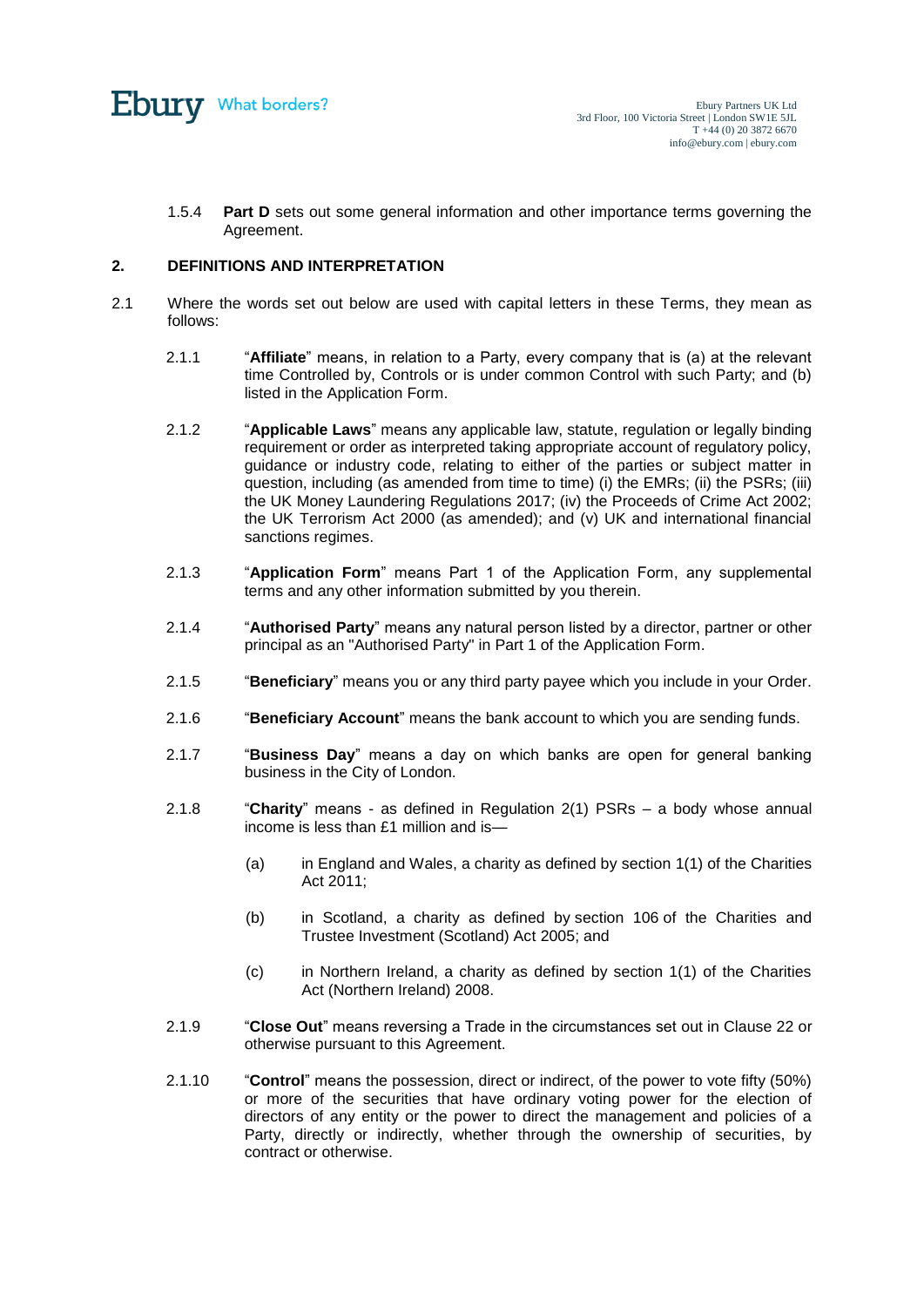1.5.4 **Part D** sets out some general information and other importance terms governing the Agreement.

## 2. DEFINITIONS AND INTERPRETATION

2.1 Where the words set out below are used with capital letters in these Terms, they mean as follows:

2.1.1 "**Affiliate**" means, in relation to a Party, every company that is (a) at the relevant time Controlled by, Controls or is under common Control with such Party; and (b) listed in the Application Form.

2.1.2 "**Applicable Laws**" means any applicable law, statute, regulation or legally binding requirement or order as interpreted taking appropriate account of regulatory policy, guidance or industry code, relating to either of the parties or subject matter in question, including (as amended from time to time) (i) the EMRs; (ii) the PSRs; (iii) the UK Money Laundering Regulations 2017; (iv) the Proceeds of Crime Act 2002; the UK Terrorism Act 2000 (as amended); and (v) UK and international financial sanctions regimes.

2.1.3 "**Application Form**" means Part 1 of the Application Form, any supplemental terms and any other information submitted by you therein.

2.1.4 "**Authorised Party**" means any natural person listed by a director, partner or other principal as an "Authorised Party" in Part 1 of the Application Form.

2.1.5 "**Beneficiary**" means you or any third party payee which you include in your Order.

2.1.6 "**Beneficiary Account**" means the bank account to which you are sending funds.

2.1.7 "**Business Day**" means a day on which banks are open for general banking business in the City of London.

2.1.8 "**Charity**" means - as defined in Regulation 2(1) PSRs – a body whose annual income is less than £1 million and is—

(a) in England and Wales, a charity as defined by section 1(1) of the Charities Act 2011;

(b) in Scotland, a charity as defined by section 106 of the Charities and Trustee Investment (Scotland) Act 2005; and

(c) in Northern Ireland, a charity as defined by section 1(1) of the Charities Act (Northern Ireland) 2008.

2.1.9 "**Close Out**" means reversing a Trade in the circumstances set out in Clause 22 or otherwise pursuant to this Agreement.

2.1.10 "**Control**" means the possession, direct or indirect, of the power to vote fifty (50%) or more of the securities that have ordinary voting power for the election of directors of any entity or the power to direct the management and policies of a Party, directly or indirectly, whether through the ownership of securities, by contract or otherwise.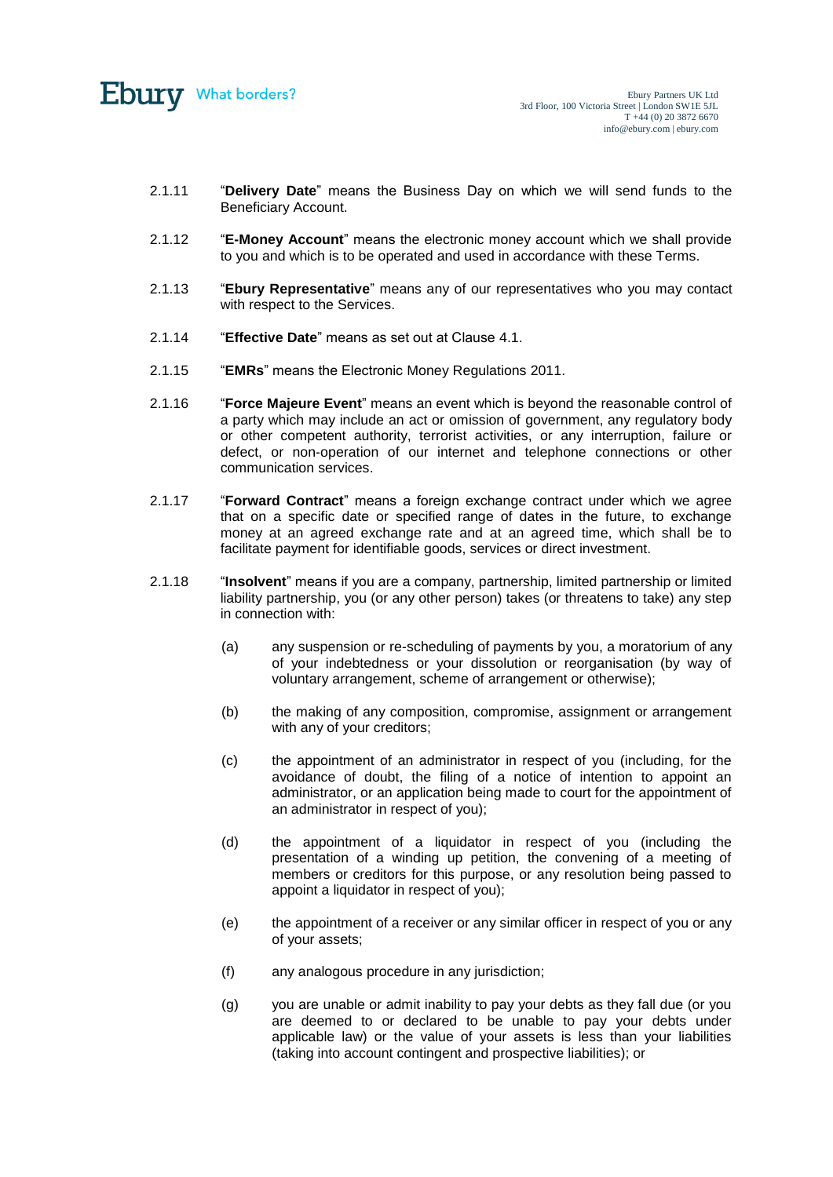2.1.11 "**Delivery Date**" means the Business Day on which we will send funds to the Beneficiary Account.

2.1.12 "**E-Money Account**" means the electronic money account which we shall provide to you and which is to be operated and used in accordance with these Terms.

2.1.13 "**Ebury Representative**" means any of our representatives who you may contact with respect to the Services.

2.1.14 "**Effective Date**" means as set out at Clause 4.1.

2.1.15 "**EMRs**" means the Electronic Money Regulations 2011.

2.1.16 "**Force Majeure Event**" means an event which is beyond the reasonable control of a party which may include an act or omission of government, any regulatory body or other competent authority, terrorist activities, or any interruption, failure or defect, or non-operation of our internet and telephone connections or other communication services.

2.1.17 "**Forward Contract**" means a foreign exchange contract under which we agree that on a specific date or specified range of dates in the future, to exchange money at an agreed exchange rate and at an agreed time, which shall be to facilitate payment for identifiable goods, services or direct investment.

2.1.18 "**Insolvent**" means if you are a company, partnership, limited partnership or limited liability partnership, you (or any other person) takes (or threatens to take) any step in connection with:

(a) any suspension or re-scheduling of payments by you, a moratorium of any of your indebtedness or your dissolution or reorganisation (by way of voluntary arrangement, scheme of arrangement or otherwise);

(b) the making of any composition, compromise, assignment or arrangement with any of your creditors;

(c) the appointment of an administrator in respect of you (including, for the avoidance of doubt, the filing of a notice of intention to appoint an administrator, or an application being made to court for the appointment of an administrator in respect of you);

(d) the appointment of a liquidator in respect of you (including the presentation of a winding up petition, the convening of a meeting of members or creditors for this purpose, or any resolution being passed to appoint a liquidator in respect of you);

(e) the appointment of a receiver or any similar officer in respect of you or any of your assets;

(f) any analogous procedure in any jurisdiction;

(g) you are unable or admit inability to pay your debts as they fall due (or you are deemed to or declared to be unable to pay your debts under applicable law) or the value of your assets is less than your liabilities (taking into account contingent and prospective liabilities); or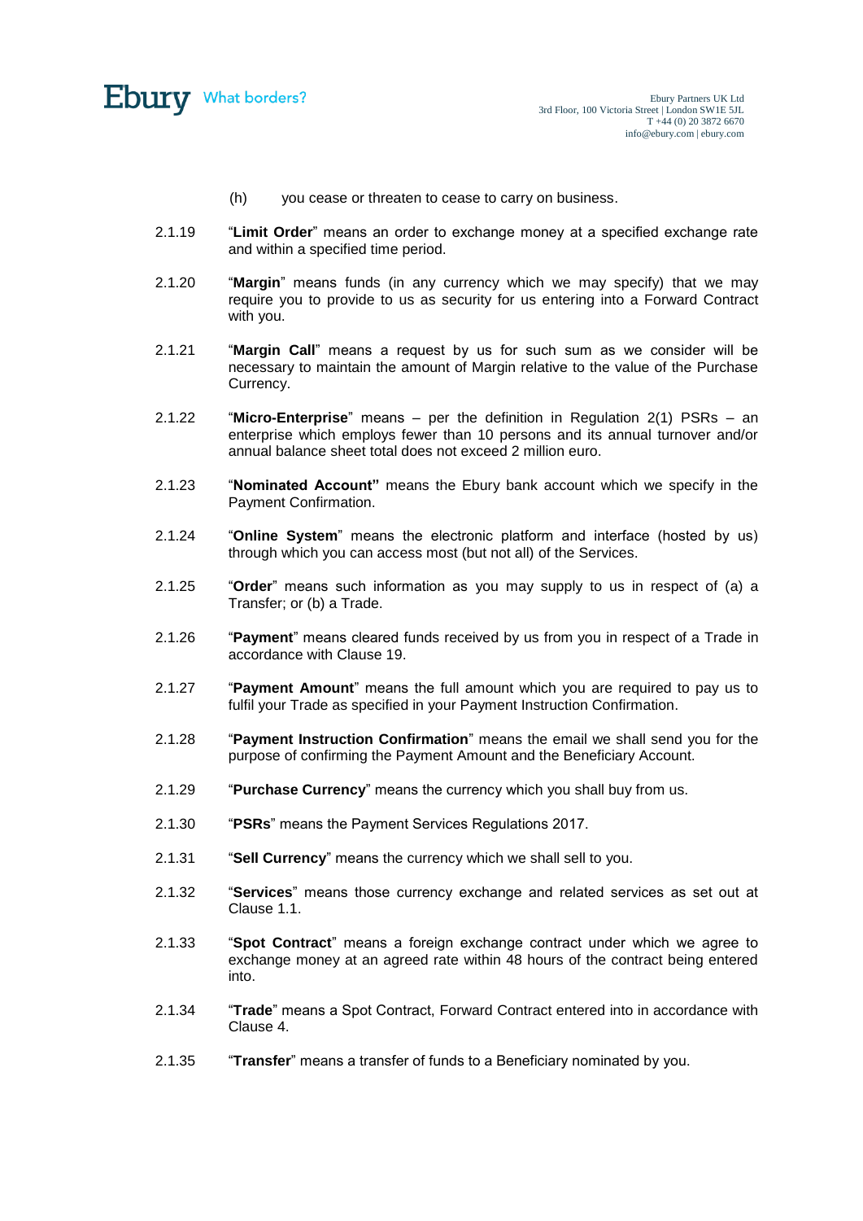(h) you cease or threaten to cease to carry on business.

2.1.19 "**Limit Order**" means an order to exchange money at a specified exchange rate and within a specified time period.

2.1.20 "**Margin**" means funds (in any currency which we may specify) that we may require you to provide to us as security for us entering into a Forward Contract with you.

2.1.21 "**Margin Call**" means a request by us for such sum as we consider will be necessary to maintain the amount of Margin relative to the value of the Purchase Currency.

2.1.22 "**Micro-Enterprise**" means – per the definition in Regulation 2(1) PSRs – an enterprise which employs fewer than 10 persons and its annual turnover and/or annual balance sheet total does not exceed 2 million euro.

2.1.23 "**Nominated Account"** means the Ebury bank account which we specify in the Payment Confirmation.

2.1.24 "**Online System**" means the electronic platform and interface (hosted by us) through which you can access most (but not all) of the Services.

2.1.25 "**Order**" means such information as you may supply to us in respect of (a) a Transfer; or (b) a Trade.

2.1.26 "**Payment**" means cleared funds received by us from you in respect of a Trade in accordance with Clause 19.

2.1.27 "**Payment Amount**" means the full amount which you are required to pay us to fulfil your Trade as specified in your Payment Instruction Confirmation.

2.1.28 "**Payment Instruction Confirmation**" means the email we shall send you for the purpose of confirming the Payment Amount and the Beneficiary Account.

2.1.29 "**Purchase Currency**" means the currency which you shall buy from us.

2.1.30 "**PSRs**" means the Payment Services Regulations 2017.

2.1.31 "**Sell Currency**" means the currency which we shall sell to you.

2.1.32 "**Services**" means those currency exchange and related services as set out at Clause 1.1.

2.1.33 "**Spot Contract**" means a foreign exchange contract under which we agree to exchange money at an agreed rate within 48 hours of the contract being entered into.

2.1.34 "**Trade**" means a Spot Contract, Forward Contract entered into in accordance with Clause 4.

2.1.35 "**Transfer**" means a transfer of funds to a Beneficiary nominated by you.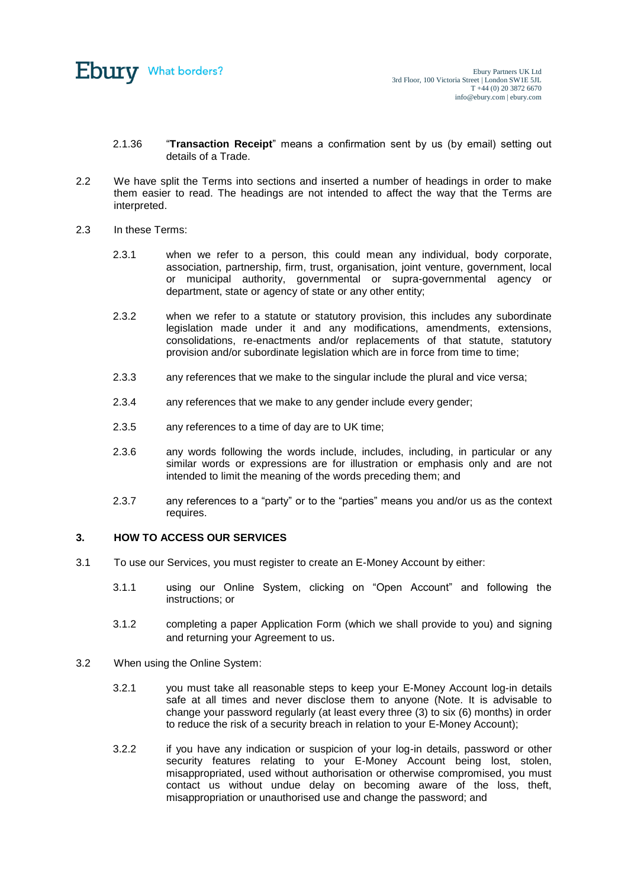2.1.36 "**Transaction Receipt**" means a confirmation sent by us (by email) setting out details of a Trade.

2.2 We have split the Terms into sections and inserted a number of headings in order to make them easier to read. The headings are not intended to affect the way that the Terms are interpreted.

2.3 In these Terms:

2.3.1 when we refer to a person, this could mean any individual, body corporate, association, partnership, firm, trust, organisation, joint venture, government, local or municipal authority, governmental or supra-governmental agency or department, state or agency of state or any other entity;

2.3.2 when we refer to a statute or statutory provision, this includes any subordinate legislation made under it and any modifications, amendments, extensions, consolidations, re-enactments and/or replacements of that statute, statutory provision and/or subordinate legislation which are in force from time to time;

2.3.3 any references that we make to the singular include the plural and vice versa;

2.3.4 any references that we make to any gender include every gender;

2.3.5 any references to a time of day are to UK time;

2.3.6 any words following the words include, includes, including, in particular or any similar words or expressions are for illustration or emphasis only and are not intended to limit the meaning of the words preceding them; and

2.3.7 any references to a "party" or to the "parties" means you and/or us as the context requires.

## 3. HOW TO ACCESS OUR SERVICES

3.1 To use our Services, you must register to create an E-Money Account by either:

3.1.1 using our Online System, clicking on "Open Account" and following the instructions; or

3.1.2 completing a paper Application Form (which we shall provide to you) and signing and returning your Agreement to us.

3.2 When using the Online System:

3.2.1 you must take all reasonable steps to keep your E-Money Account log-in details safe at all times and never disclose them to anyone (Note. It is advisable to change your password regularly (at least every three (3) to six (6) months) in order to reduce the risk of a security breach in relation to your E-Money Account);

3.2.2 if you have any indication or suspicion of your log-in details, password or other security features relating to your E-Money Account being lost, stolen, misappropriated, used without authorisation or otherwise compromised, you must contact us without undue delay on becoming aware of the loss, theft, misappropriation or unauthorised use and change the password; and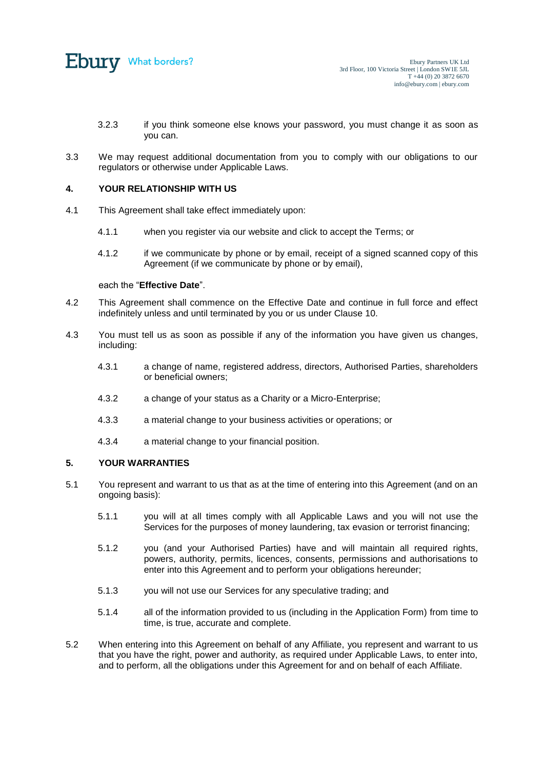3.2.3 if you think someone else knows your password, you must change it as soon as you can.

3.3 We may request additional documentation from you to comply with our obligations to our regulators or otherwise under Applicable Laws.

## 4. YOUR RELATIONSHIP WITH US

4.1 This Agreement shall take effect immediately upon:

4.1.1 when you register via our website and click to accept the Terms; or

4.1.2 if we communicate by phone or by email, receipt of a signed scanned copy of this Agreement (if we communicate by phone or by email),

each the "**Effective Date**".

4.2 This Agreement shall commence on the Effective Date and continue in full force and effect indefinitely unless and until terminated by you or us under Clause 10.

4.3 You must tell us as soon as possible if any of the information you have given us changes, including:

4.3.1 a change of name, registered address, directors, Authorised Parties, shareholders or beneficial owners;

4.3.2 a change of your status as a Charity or a Micro-Enterprise;

4.3.3 a material change to your business activities or operations; or

4.3.4 a material change to your financial position.

## 5. YOUR WARRANTIES

5.1 You represent and warrant to us that as at the time of entering into this Agreement (and on an ongoing basis):

5.1.1 you will at all times comply with all Applicable Laws and you will not use the Services for the purposes of money laundering, tax evasion or terrorist financing;

5.1.2 you (and your Authorised Parties) have and will maintain all required rights, powers, authority, permits, licences, consents, permissions and authorisations to enter into this Agreement and to perform your obligations hereunder;

5.1.3 you will not use our Services for any speculative trading; and

5.1.4 all of the information provided to us (including in the Application Form) from time to time, is true, accurate and complete.

5.2 When entering into this Agreement on behalf of any Affiliate, you represent and warrant to us that you have the right, power and authority, as required under Applicable Laws, to enter into, and to perform, all the obligations under this Agreement for and on behalf of each Affiliate.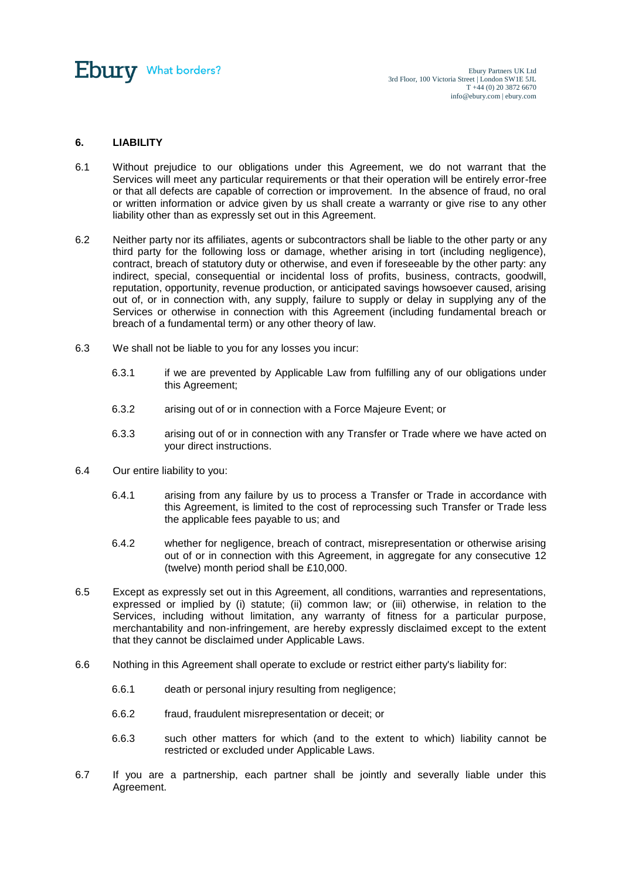## 6. LIABILITY

6.1 Without prejudice to our obligations under this Agreement, we do not warrant that the Services will meet any particular requirements or that their operation will be entirely error-free or that all defects are capable of correction or improvement. In the absence of fraud, no oral or written information or advice given by us shall create a warranty or give rise to any other liability other than as expressly set out in this Agreement.

6.2 Neither party nor its affiliates, agents or subcontractors shall be liable to the other party or any third party for the following loss or damage, whether arising in tort (including negligence), contract, breach of statutory duty or otherwise, and even if foreseeable by the other party: any indirect, special, consequential or incidental loss of profits, business, contracts, goodwill, reputation, opportunity, revenue production, or anticipated savings howsoever caused, arising out of, or in connection with, any supply, failure to supply or delay in supplying any of the Services or otherwise in connection with this Agreement (including fundamental breach or breach of a fundamental term) or any other theory of law.

6.3 We shall not be liable to you for any losses you incur:

6.3.1 if we are prevented by Applicable Law from fulfilling any of our obligations under this Agreement;

6.3.2 arising out of or in connection with a Force Majeure Event; or

6.3.3 arising out of or in connection with any Transfer or Trade where we have acted on your direct instructions.

6.4 Our entire liability to you:

6.4.1 arising from any failure by us to process a Transfer or Trade in accordance with this Agreement, is limited to the cost of reprocessing such Transfer or Trade less the applicable fees payable to us; and

6.4.2 whether for negligence, breach of contract, misrepresentation or otherwise arising out of or in connection with this Agreement, in aggregate for any consecutive 12 (twelve) month period shall be £10,000.

6.5 Except as expressly set out in this Agreement, all conditions, warranties and representations, expressed or implied by (i) statute; (ii) common law; or (iii) otherwise, in relation to the Services, including without limitation, any warranty of fitness for a particular purpose, merchantability and non-infringement, are hereby expressly disclaimed except to the extent that they cannot be disclaimed under Applicable Laws.

6.6 Nothing in this Agreement shall operate to exclude or restrict either party's liability for:

6.6.1 death or personal injury resulting from negligence;

6.6.2 fraud, fraudulent misrepresentation or deceit; or

6.6.3 such other matters for which (and to the extent to which) liability cannot be restricted or excluded under Applicable Laws.

6.7 If you are a partnership, each partner shall be jointly and severally liable under this Agreement.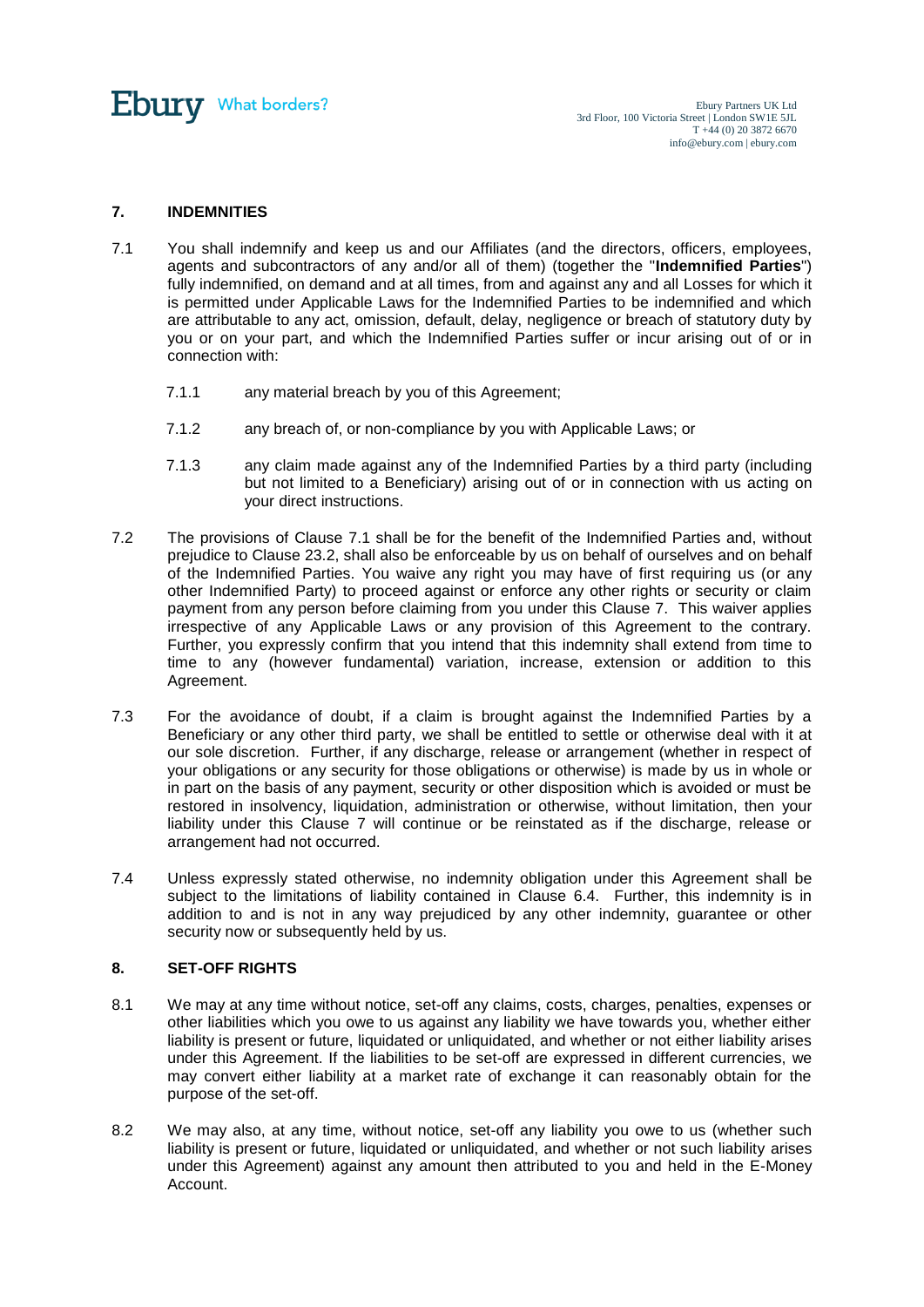## 7. INDEMNITIES

7.1 You shall indemnify and keep us and our Affiliates (and the directors, officers, employees, agents and subcontractors of any and/or all of them) (together the "**Indemnified Parties**") fully indemnified, on demand and at all times, from and against any and all Losses for which it is permitted under Applicable Laws for the Indemnified Parties to be indemnified and which are attributable to any act, omission, default, delay, negligence or breach of statutory duty by you or on your part, and which the Indemnified Parties suffer or incur arising out of or in connection with:

7.1.1 any material breach by you of this Agreement;

7.1.2 any breach of, or non-compliance by you with Applicable Laws; or

7.1.3 any claim made against any of the Indemnified Parties by a third party (including but not limited to a Beneficiary) arising out of or in connection with us acting on your direct instructions.

7.2 The provisions of Clause 7.1 shall be for the benefit of the Indemnified Parties and, without prejudice to Clause 23.2, shall also be enforceable by us on behalf of ourselves and on behalf of the Indemnified Parties. You waive any right you may have of first requiring us (or any other Indemnified Party) to proceed against or enforce any other rights or security or claim payment from any person before claiming from you under this Clause 7. This waiver applies irrespective of any Applicable Laws or any provision of this Agreement to the contrary. Further, you expressly confirm that you intend that this indemnity shall extend from time to time to any (however fundamental) variation, increase, extension or addition to this Agreement.

7.3 For the avoidance of doubt, if a claim is brought against the Indemnified Parties by a Beneficiary or any other third party, we shall be entitled to settle or otherwise deal with it at our sole discretion. Further, if any discharge, release or arrangement (whether in respect of your obligations or any security for those obligations or otherwise) is made by us in whole or in part on the basis of any payment, security or other disposition which is avoided or must be restored in insolvency, liquidation, administration or otherwise, without limitation, then your liability under this Clause 7 will continue or be reinstated as if the discharge, release or arrangement had not occurred.

7.4 Unless expressly stated otherwise, no indemnity obligation under this Agreement shall be subject to the limitations of liability contained in Clause 6.4. Further, this indemnity is in addition to and is not in any way prejudiced by any other indemnity, guarantee or other security now or subsequently held by us.

## 8. SET-OFF RIGHTS

8.1 We may at any time without notice, set-off any claims, costs, charges, penalties, expenses or other liabilities which you owe to us against any liability we have towards you, whether either liability is present or future, liquidated or unliquidated, and whether or not either liability arises under this Agreement. If the liabilities to be set-off are expressed in different currencies, we may convert either liability at a market rate of exchange it can reasonably obtain for the purpose of the set-off.

8.2 We may also, at any time, without notice, set-off any liability you owe to us (whether such liability is present or future, liquidated or unliquidated, and whether or not such liability arises under this Agreement) against any amount then attributed to you and held in the E-Money Account.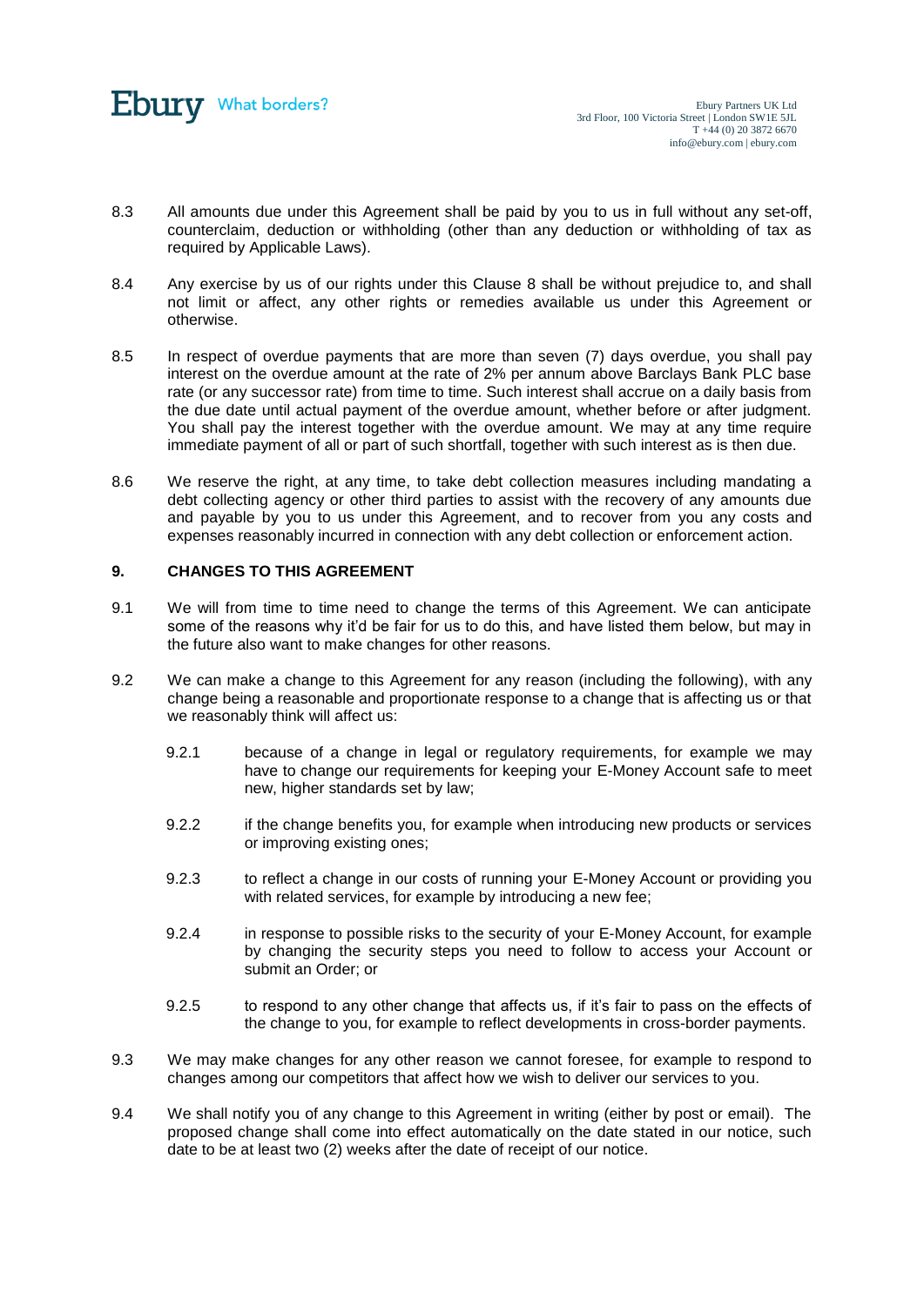8.3 All amounts due under this Agreement shall be paid by you to us in full without any set-off, counterclaim, deduction or withholding (other than any deduction or withholding of tax as required by Applicable Laws).

8.4 Any exercise by us of our rights under this Clause 8 shall be without prejudice to, and shall not limit or affect, any other rights or remedies available us under this Agreement or otherwise.

8.5 In respect of overdue payments that are more than seven (7) days overdue, you shall pay interest on the overdue amount at the rate of 2% per annum above Barclays Bank PLC base rate (or any successor rate) from time to time. Such interest shall accrue on a daily basis from the due date until actual payment of the overdue amount, whether before or after judgment. You shall pay the interest together with the overdue amount. We may at any time require immediate payment of all or part of such shortfall, together with such interest as is then due.

8.6 We reserve the right, at any time, to take debt collection measures including mandating a debt collecting agency or other third parties to assist with the recovery of any amounts due and payable by you to us under this Agreement, and to recover from you any costs and expenses reasonably incurred in connection with any debt collection or enforcement action.

## 9. CHANGES TO THIS AGREEMENT

9.1 We will from time to time need to change the terms of this Agreement. We can anticipate some of the reasons why it'd be fair for us to do this, and have listed them below, but may in the future also want to make changes for other reasons.

9.2 We can make a change to this Agreement for any reason (including the following), with any change being a reasonable and proportionate response to a change that is affecting us or that we reasonably think will affect us:

- 9.2.1 because of a change in legal or regulatory requirements, for example we may have to change our requirements for keeping your E-Money Account safe to meet new, higher standards set by law;
- 9.2.2 if the change benefits you, for example when introducing new products or services or improving existing ones;
- 9.2.3 to reflect a change in our costs of running your E-Money Account or providing you with related services, for example by introducing a new fee;
- 9.2.4 in response to possible risks to the security of your E-Money Account, for example by changing the security steps you need to follow to access your Account or submit an Order; or
- 9.2.5 to respond to any other change that affects us, if it's fair to pass on the effects of the change to you, for example to reflect developments in cross-border payments.

9.3 We may make changes for any other reason we cannot foresee, for example to respond to changes among our competitors that affect how we wish to deliver our services to you.

9.4 We shall notify you of any change to this Agreement in writing (either by post or email). The proposed change shall come into effect automatically on the date stated in our notice, such date to be at least two (2) weeks after the date of receipt of our notice.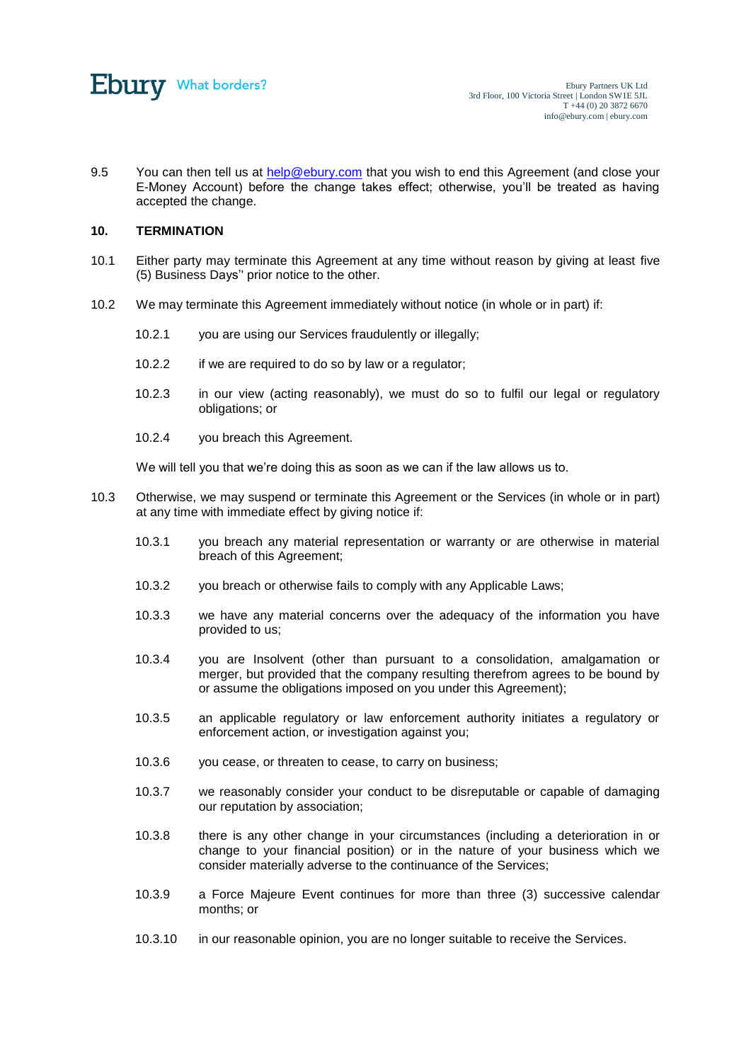9.5 You can then tell us at help@ebury.com that you wish to end this Agreement (and close your E-Money Account) before the change takes effect; otherwise, you'll be treated as having accepted the change.

## 10. TERMINATION

10.1 Either party may terminate this Agreement at any time without reason by giving at least five (5) Business Days'' prior notice to the other.

10.2 We may terminate this Agreement immediately without notice (in whole or in part) if:

10.2.1 you are using our Services fraudulently or illegally;

10.2.2 if we are required to do so by law or a regulator;

10.2.3 in our view (acting reasonably), we must do so to fulfil our legal or regulatory obligations; or

10.2.4 you breach this Agreement.

We will tell you that we're doing this as soon as we can if the law allows us to.

10.3 Otherwise, we may suspend or terminate this Agreement or the Services (in whole or in part) at any time with immediate effect by giving notice if:

10.3.1 you breach any material representation or warranty or are otherwise in material breach of this Agreement;

10.3.2 you breach or otherwise fails to comply with any Applicable Laws;

10.3.3 we have any material concerns over the adequacy of the information you have provided to us;

10.3.4 you are Insolvent (other than pursuant to a consolidation, amalgamation or merger, but provided that the company resulting therefrom agrees to be bound by or assume the obligations imposed on you under this Agreement);

10.3.5 an applicable regulatory or law enforcement authority initiates a regulatory or enforcement action, or investigation against you;

10.3.6 you cease, or threaten to cease, to carry on business;

10.3.7 we reasonably consider your conduct to be disreputable or capable of damaging our reputation by association;

10.3.8 there is any other change in your circumstances (including a deterioration in or change to your financial position) or in the nature of your business which we consider materially adverse to the continuance of the Services;

10.3.9 a Force Majeure Event continues for more than three (3) successive calendar months; or

10.3.10 in our reasonable opinion, you are no longer suitable to receive the Services.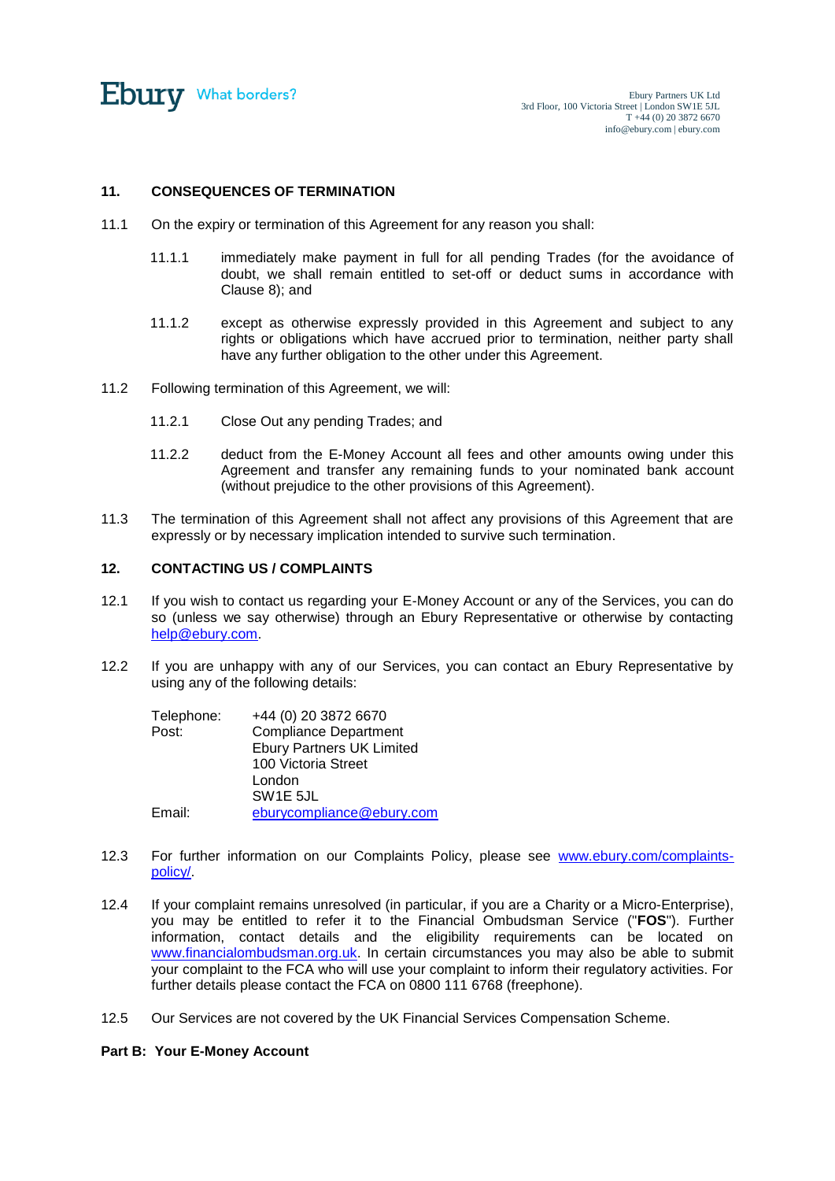## 11. CONSEQUENCES OF TERMINATION

11.1 On the expiry or termination of this Agreement for any reason you shall:

11.1.1 immediately make payment in full for all pending Trades (for the avoidance of doubt, we shall remain entitled to set-off or deduct sums in accordance with Clause 8); and

11.1.2 except as otherwise expressly provided in this Agreement and subject to any rights or obligations which have accrued prior to termination, neither party shall have any further obligation to the other under this Agreement.

11.2 Following termination of this Agreement, we will:

11.2.1 Close Out any pending Trades; and

11.2.2 deduct from the E-Money Account all fees and other amounts owing under this Agreement and transfer any remaining funds to your nominated bank account (without prejudice to the other provisions of this Agreement).

11.3 The termination of this Agreement shall not affect any provisions of this Agreement that are expressly or by necessary implication intended to survive such termination.

## 12. CONTACTING US / COMPLAINTS

12.1 If you wish to contact us regarding your E-Money Account or any of the Services, you can do so (unless we say otherwise) through an Ebury Representative or otherwise by contacting help@ebury.com.

12.2 If you are unhappy with any of our Services, you can contact an Ebury Representative by using any of the following details:

Telephone: +44 (0) 20 3872 6670
Post: Compliance Department
Ebury Partners UK Limited
100 Victoria Street
London
SW1E 5JL
Email: eburycompliance@ebury.com

12.3 For further information on our Complaints Policy, please see www.ebury.com/complaints-policy/.

12.4 If your complaint remains unresolved (in particular, if you are a Charity or a Micro-Enterprise), you may be entitled to refer it to the Financial Ombudsman Service ("**FOS**"). Further information, contact details and the eligibility requirements can be located on www.financialombudsman.org.uk. In certain circumstances you may also be able to submit your complaint to the FCA who will use your complaint to inform their regulatory activities. For further details please contact the FCA on 0800 111 6768 (freephone).

12.5 Our Services are not covered by the UK Financial Services Compensation Scheme.

**Part B: Your E-Money Account**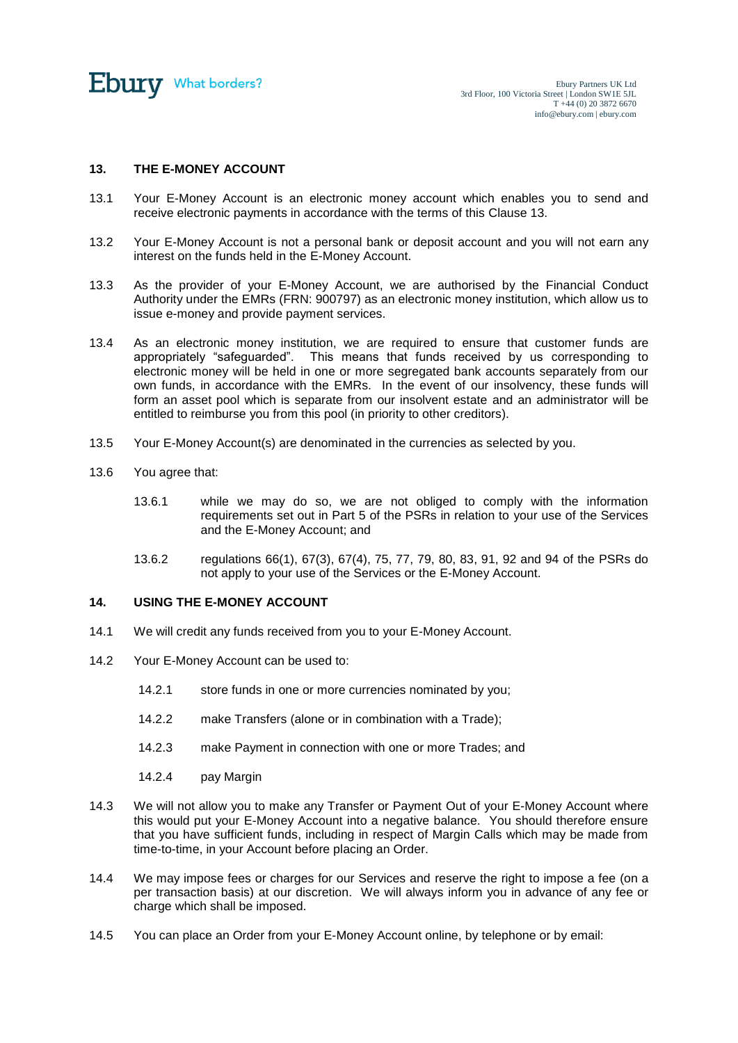## 13. THE E-MONEY ACCOUNT

13.1 Your E-Money Account is an electronic money account which enables you to send and receive electronic payments in accordance with the terms of this Clause 13.

13.2 Your E-Money Account is not a personal bank or deposit account and you will not earn any interest on the funds held in the E-Money Account.

13.3 As the provider of your E-Money Account, we are authorised by the Financial Conduct Authority under the EMRs (FRN: 900797) as an electronic money institution, which allow us to issue e-money and provide payment services.

13.4 As an electronic money institution, we are required to ensure that customer funds are appropriately "safeguarded". This means that funds received by us corresponding to electronic money will be held in one or more segregated bank accounts separately from our own funds, in accordance with the EMRs. In the event of our insolvency, these funds will form an asset pool which is separate from our insolvent estate and an administrator will be entitled to reimburse you from this pool (in priority to other creditors).

13.5 Your E-Money Account(s) are denominated in the currencies as selected by you.

13.6 You agree that:

13.6.1 while we may do so, we are not obliged to comply with the information requirements set out in Part 5 of the PSRs in relation to your use of the Services and the E-Money Account; and

13.6.2 regulations 66(1), 67(3), 67(4), 75, 77, 79, 80, 83, 91, 92 and 94 of the PSRs do not apply to your use of the Services or the E-Money Account.

## 14. USING THE E-MONEY ACCOUNT

14.1 We will credit any funds received from you to your E-Money Account.

14.2 Your E-Money Account can be used to:

14.2.1 store funds in one or more currencies nominated by you;

14.2.2 make Transfers (alone or in combination with a Trade);

14.2.3 make Payment in connection with one or more Trades; and

14.2.4 pay Margin

14.3 We will not allow you to make any Transfer or Payment Out of your E-Money Account where this would put your E-Money Account into a negative balance. You should therefore ensure that you have sufficient funds, including in respect of Margin Calls which may be made from time-to-time, in your Account before placing an Order.

14.4 We may impose fees or charges for our Services and reserve the right to impose a fee (on a per transaction basis) at our discretion. We will always inform you in advance of any fee or charge which shall be imposed.

14.5 You can place an Order from your E-Money Account online, by telephone or by email: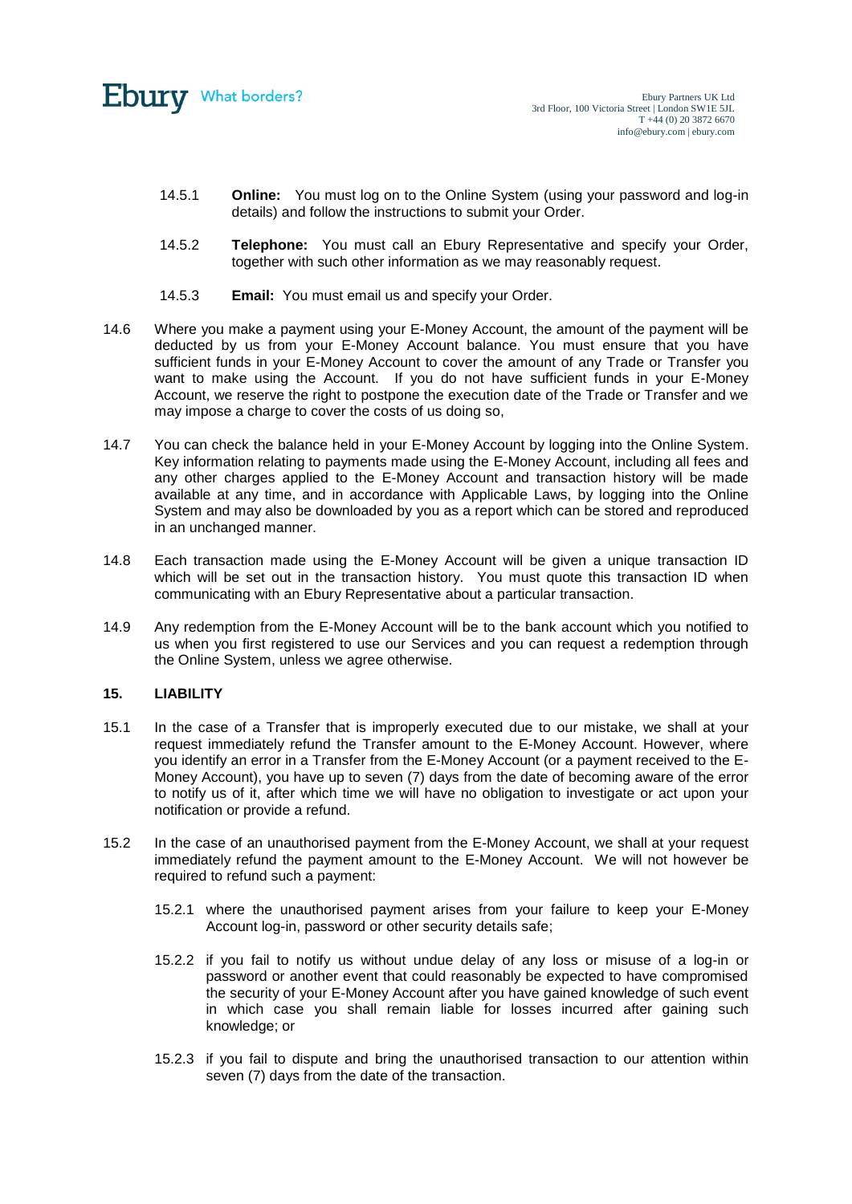14.5.1 **Online:** You must log on to the Online System (using your password and log-in details) and follow the instructions to submit your Order.

14.5.2 **Telephone:** You must call an Ebury Representative and specify your Order, together with such other information as we may reasonably request.

14.5.3 **Email:** You must email us and specify your Order.

14.6 Where you make a payment using your E-Money Account, the amount of the payment will be deducted by us from your E-Money Account balance. You must ensure that you have sufficient funds in your E-Money Account to cover the amount of any Trade or Transfer you want to make using the Account. If you do not have sufficient funds in your E-Money Account, we reserve the right to postpone the execution date of the Trade or Transfer and we may impose a charge to cover the costs of us doing so,

14.7 You can check the balance held in your E-Money Account by logging into the Online System. Key information relating to payments made using the E-Money Account, including all fees and any other charges applied to the E-Money Account and transaction history will be made available at any time, and in accordance with Applicable Laws, by logging into the Online System and may also be downloaded by you as a report which can be stored and reproduced in an unchanged manner.

14.8 Each transaction made using the E-Money Account will be given a unique transaction ID which will be set out in the transaction history. You must quote this transaction ID when communicating with an Ebury Representative about a particular transaction.

14.9 Any redemption from the E-Money Account will be to the bank account which you notified to us when you first registered to use our Services and you can request a redemption through the Online System, unless we agree otherwise.

## 15. LIABILITY

15.1 In the case of a Transfer that is improperly executed due to our mistake, we shall at your request immediately refund the Transfer amount to the E-Money Account. However, where you identify an error in a Transfer from the E-Money Account (or a payment received to the E-Money Account), you have up to seven (7) days from the date of becoming aware of the error to notify us of it, after which time we will have no obligation to investigate or act upon your notification or provide a refund.

15.2 In the case of an unauthorised payment from the E-Money Account, we shall at your request immediately refund the payment amount to the E-Money Account. We will not however be required to refund such a payment:

15.2.1 where the unauthorised payment arises from your failure to keep your E-Money Account log-in, password or other security details safe;

15.2.2 if you fail to notify us without undue delay of any loss or misuse of a log-in or password or another event that could reasonably be expected to have compromised the security of your E-Money Account after you have gained knowledge of such event in which case you shall remain liable for losses incurred after gaining such knowledge; or

15.2.3 if you fail to dispute and bring the unauthorised transaction to our attention within seven (7) days from the date of the transaction.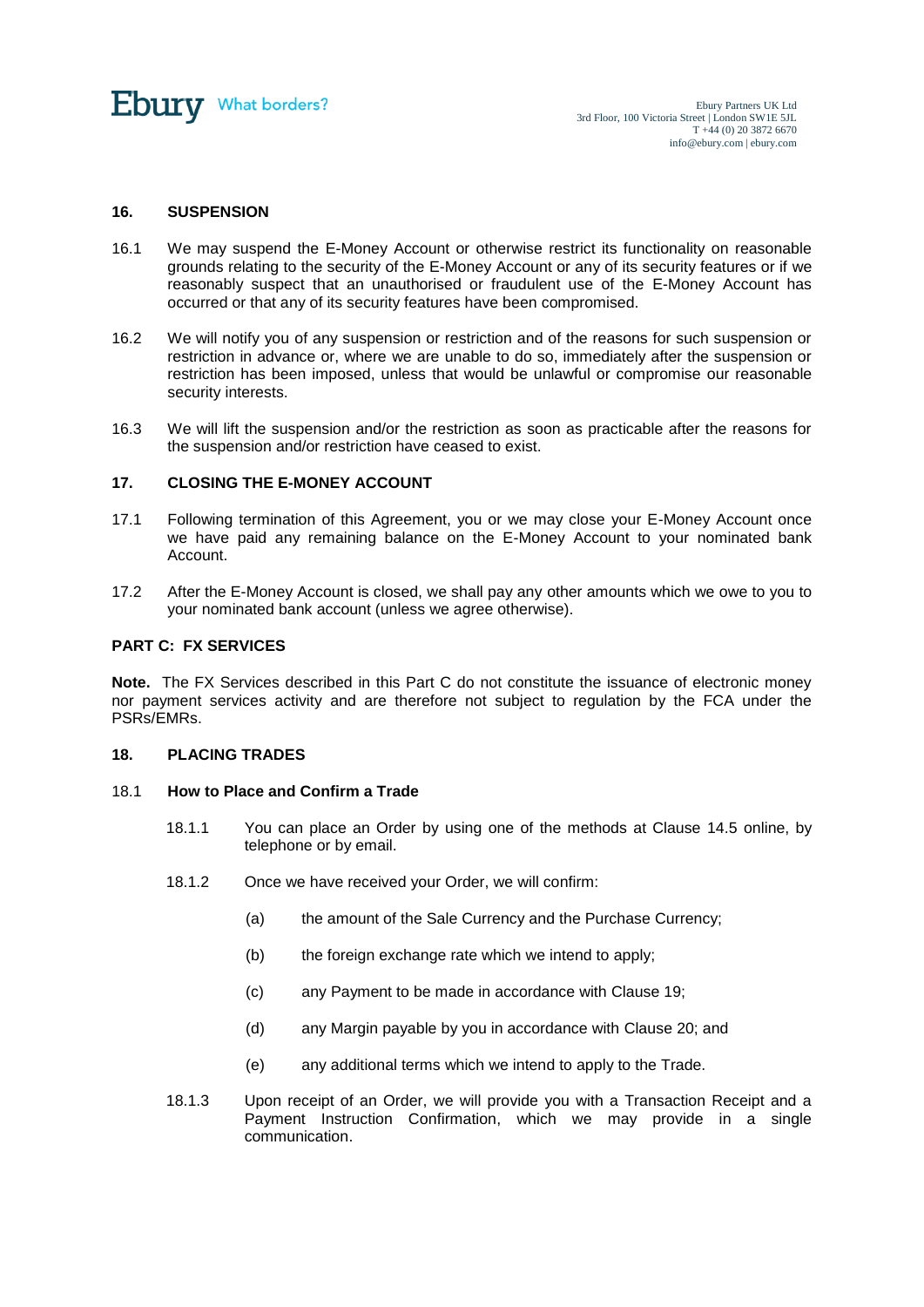## 16. SUSPENSION

16.1 We may suspend the E-Money Account or otherwise restrict its functionality on reasonable grounds relating to the security of the E-Money Account or any of its security features or if we reasonably suspect that an unauthorised or fraudulent use of the E-Money Account has occurred or that any of its security features have been compromised.

16.2 We will notify you of any suspension or restriction and of the reasons for such suspension or restriction in advance or, where we are unable to do so, immediately after the suspension or restriction has been imposed, unless that would be unlawful or compromise our reasonable security interests.

16.3 We will lift the suspension and/or the restriction as soon as practicable after the reasons for the suspension and/or restriction have ceased to exist.

## 17. CLOSING THE E-MONEY ACCOUNT

17.1 Following termination of this Agreement, you or we may close your E-Money Account once we have paid any remaining balance on the E-Money Account to your nominated bank Account.

17.2 After the E-Money Account is closed, we shall pay any other amounts which we owe to you to your nominated bank account (unless we agree otherwise).

## PART C: FX SERVICES

**Note.** The FX Services described in this Part C do not constitute the issuance of electronic money nor payment services activity and are therefore not subject to regulation by the FCA under the PSRs/EMRs.

## 18. PLACING TRADES

### 18.1 How to Place and Confirm a Trade

18.1.1 You can place an Order by using one of the methods at Clause 14.5 online, by telephone or by email.

18.1.2 Once we have received your Order, we will confirm:

(a) the amount of the Sale Currency and the Purchase Currency;

(b) the foreign exchange rate which we intend to apply;

(c) any Payment to be made in accordance with Clause 19;

(d) any Margin payable by you in accordance with Clause 20; and

(e) any additional terms which we intend to apply to the Trade.

18.1.3 Upon receipt of an Order, we will provide you with a Transaction Receipt and a Payment Instruction Confirmation, which we may provide in a single communication.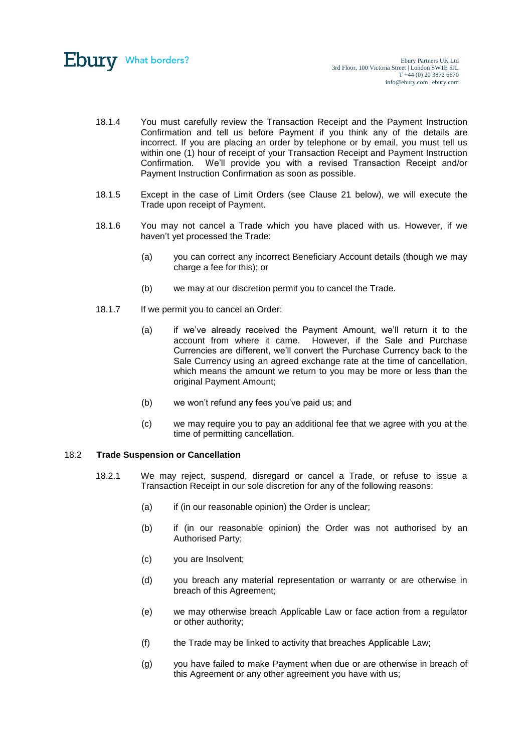18.1.4 You must carefully review the Transaction Receipt and the Payment Instruction Confirmation and tell us before Payment if you think any of the details are incorrect. If you are placing an order by telephone or by email, you must tell us within one (1) hour of receipt of your Transaction Receipt and Payment Instruction Confirmation. We'll provide you with a revised Transaction Receipt and/or Payment Instruction Confirmation as soon as possible.

18.1.5 Except in the case of Limit Orders (see Clause 21 below), we will execute the Trade upon receipt of Payment.

18.1.6 You may not cancel a Trade which you have placed with us. However, if we haven't yet processed the Trade:

(a) you can correct any incorrect Beneficiary Account details (though we may charge a fee for this); or

(b) we may at our discretion permit you to cancel the Trade.

18.1.7 If we permit you to cancel an Order:

(a) if we've already received the Payment Amount, we'll return it to the account from where it came. However, if the Sale and Purchase Currencies are different, we'll convert the Purchase Currency back to the Sale Currency using an agreed exchange rate at the time of cancellation, which means the amount we return to you may be more or less than the original Payment Amount;

(b) we won't refund any fees you've paid us; and

(c) we may require you to pay an additional fee that we agree with you at the time of permitting cancellation.

### 18.2 Trade Suspension or Cancellation

18.2.1 We may reject, suspend, disregard or cancel a Trade, or refuse to issue a Transaction Receipt in our sole discretion for any of the following reasons:

(a) if (in our reasonable opinion) the Order is unclear;

(b) if (in our reasonable opinion) the Order was not authorised by an Authorised Party;

(c) you are Insolvent;

(d) you breach any material representation or warranty or are otherwise in breach of this Agreement;

(e) we may otherwise breach Applicable Law or face action from a regulator or other authority;

(f) the Trade may be linked to activity that breaches Applicable Law;

(g) you have failed to make Payment when due or are otherwise in breach of this Agreement or any other agreement you have with us;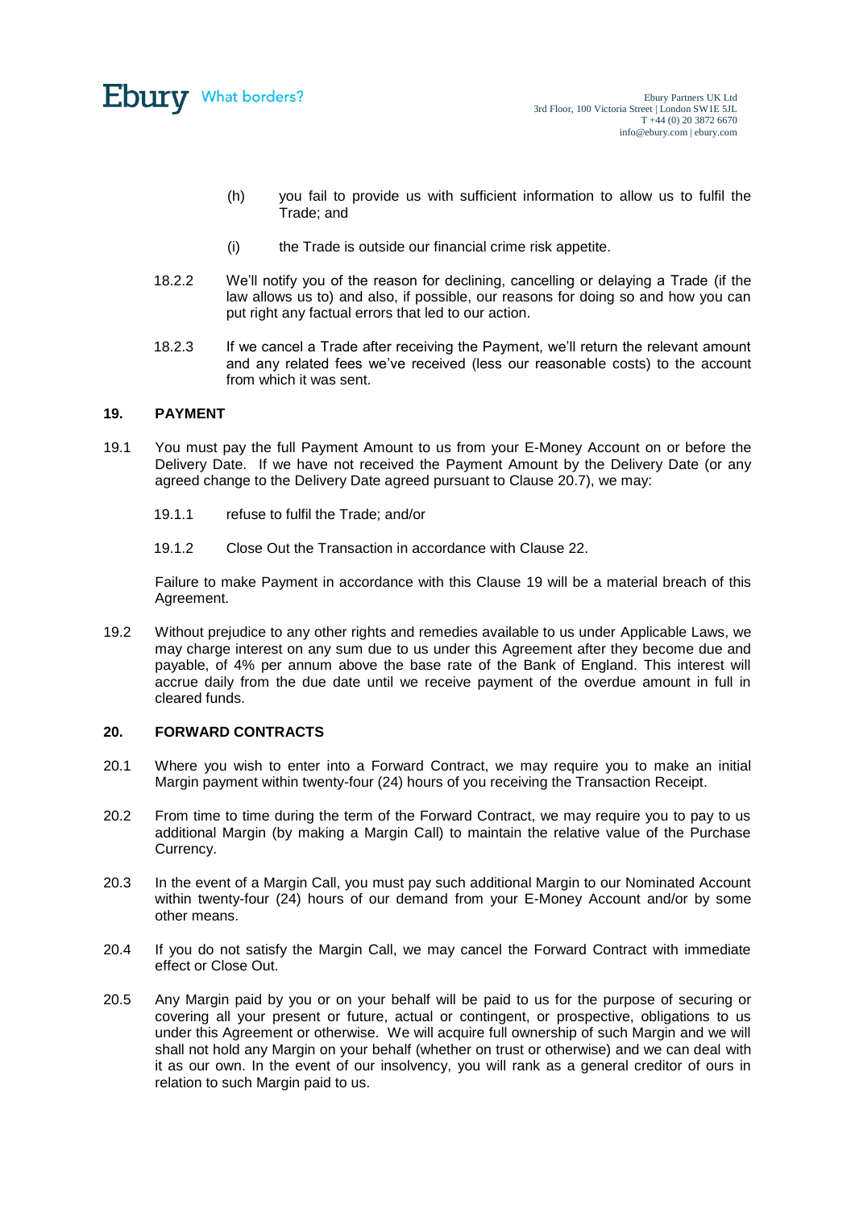(h) you fail to provide us with sufficient information to allow us to fulfil the Trade; and

(i) the Trade is outside our financial crime risk appetite.

18.2.2 We'll notify you of the reason for declining, cancelling or delaying a Trade (if the law allows us to) and also, if possible, our reasons for doing so and how you can put right any factual errors that led to our action.

18.2.3 If we cancel a Trade after receiving the Payment, we'll return the relevant amount and any related fees we've received (less our reasonable costs) to the account from which it was sent.

## 19. PAYMENT

19.1 You must pay the full Payment Amount to us from your E-Money Account on or before the Delivery Date. If we have not received the Payment Amount by the Delivery Date (or any agreed change to the Delivery Date agreed pursuant to Clause 20.7), we may:

19.1.1 refuse to fulfil the Trade; and/or

19.1.2 Close Out the Transaction in accordance with Clause 22.

Failure to make Payment in accordance with this Clause 19 will be a material breach of this Agreement.

19.2 Without prejudice to any other rights and remedies available to us under Applicable Laws, we may charge interest on any sum due to us under this Agreement after they become due and payable, of 4% per annum above the base rate of the Bank of England. This interest will accrue daily from the due date until we receive payment of the overdue amount in full in cleared funds.

## 20. FORWARD CONTRACTS

20.1 Where you wish to enter into a Forward Contract, we may require you to make an initial Margin payment within twenty-four (24) hours of you receiving the Transaction Receipt.

20.2 From time to time during the term of the Forward Contract, we may require you to pay to us additional Margin (by making a Margin Call) to maintain the relative value of the Purchase Currency.

20.3 In the event of a Margin Call, you must pay such additional Margin to our Nominated Account within twenty-four (24) hours of our demand from your E-Money Account and/or by some other means.

20.4 If you do not satisfy the Margin Call, we may cancel the Forward Contract with immediate effect or Close Out.

20.5 Any Margin paid by you or on your behalf will be paid to us for the purpose of securing or covering all your present or future, actual or contingent, or prospective, obligations to us under this Agreement or otherwise. We will acquire full ownership of such Margin and we will shall not hold any Margin on your behalf (whether on trust or otherwise) and we can deal with it as our own. In the event of our insolvency, you will rank as a general creditor of ours in relation to such Margin paid to us.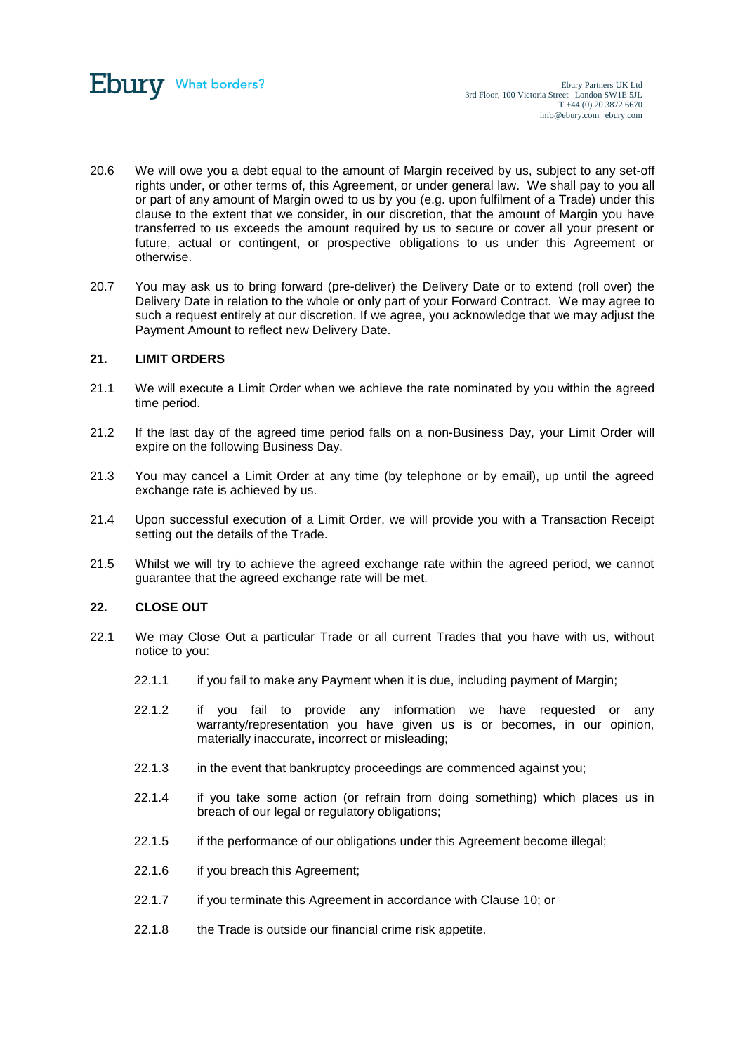20.6 We will owe you a debt equal to the amount of Margin received by us, subject to any set-off rights under, or other terms of, this Agreement, or under general law. We shall pay to you all or part of any amount of Margin owed to us by you (e.g. upon fulfilment of a Trade) under this clause to the extent that we consider, in our discretion, that the amount of Margin you have transferred to us exceeds the amount required by us to secure or cover all your present or future, actual or contingent, or prospective obligations to us under this Agreement or otherwise.

20.7 You may ask us to bring forward (pre-deliver) the Delivery Date or to extend (roll over) the Delivery Date in relation to the whole or only part of your Forward Contract. We may agree to such a request entirely at our discretion. If we agree, you acknowledge that we may adjust the Payment Amount to reflect new Delivery Date.

## 21. LIMIT ORDERS

21.1 We will execute a Limit Order when we achieve the rate nominated by you within the agreed time period.

21.2 If the last day of the agreed time period falls on a non-Business Day, your Limit Order will expire on the following Business Day.

21.3 You may cancel a Limit Order at any time (by telephone or by email), up until the agreed exchange rate is achieved by us.

21.4 Upon successful execution of a Limit Order, we will provide you with a Transaction Receipt setting out the details of the Trade.

21.5 Whilst we will try to achieve the agreed exchange rate within the agreed period, we cannot guarantee that the agreed exchange rate will be met.

## 22. CLOSE OUT

22.1 We may Close Out a particular Trade or all current Trades that you have with us, without notice to you:

22.1.1 if you fail to make any Payment when it is due, including payment of Margin;

22.1.2 if you fail to provide any information we have requested or any warranty/representation you have given us is or becomes, in our opinion, materially inaccurate, incorrect or misleading;

22.1.3 in the event that bankruptcy proceedings are commenced against you;

22.1.4 if you take some action (or refrain from doing something) which places us in breach of our legal or regulatory obligations;

22.1.5 if the performance of our obligations under this Agreement become illegal;

22.1.6 if you breach this Agreement;

22.1.7 if you terminate this Agreement in accordance with Clause 10; or

22.1.8 the Trade is outside our financial crime risk appetite.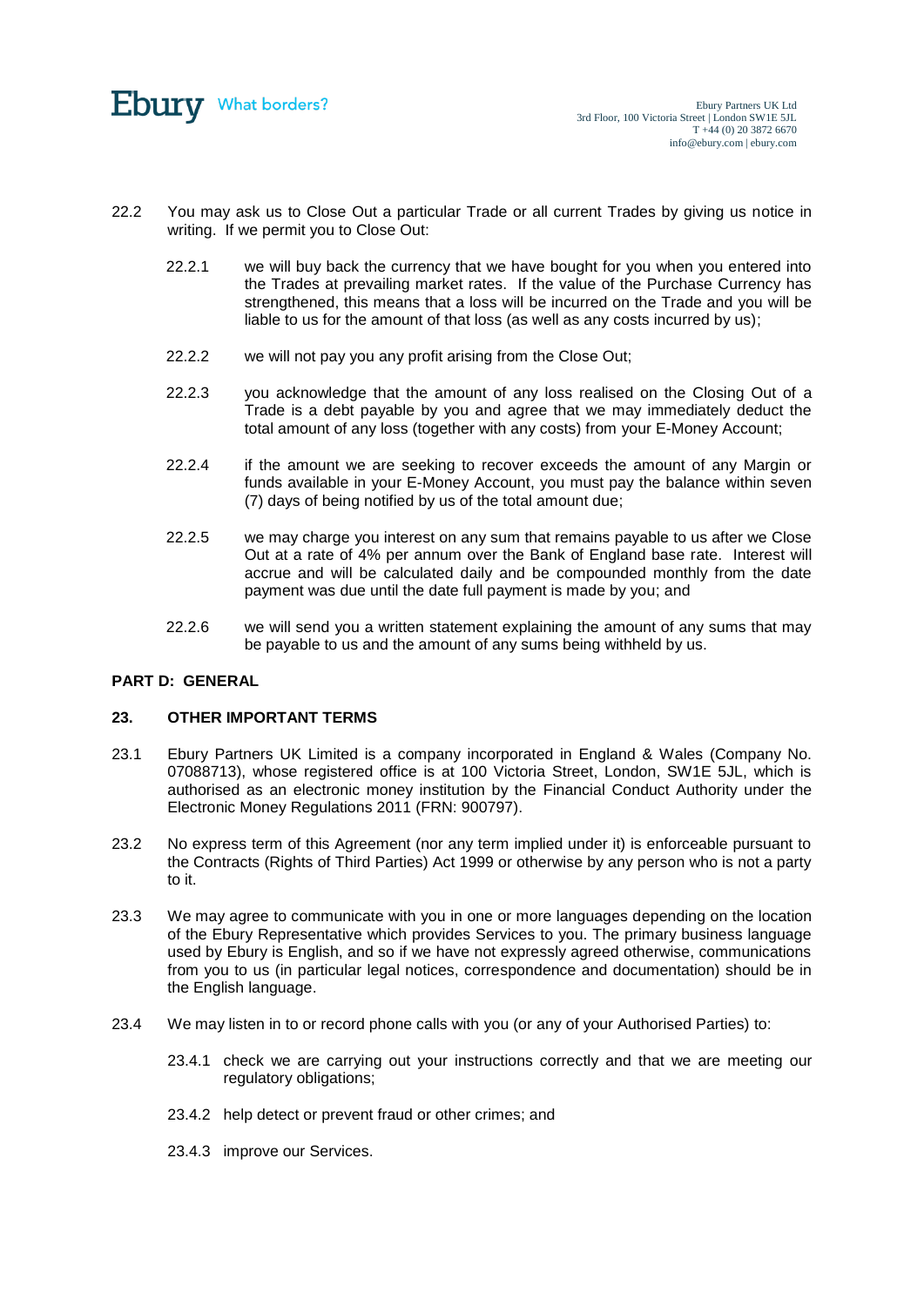22.2 You may ask us to Close Out a particular Trade or all current Trades by giving us notice in writing. If we permit you to Close Out:

22.2.1 we will buy back the currency that we have bought for you when you entered into the Trades at prevailing market rates. If the value of the Purchase Currency has strengthened, this means that a loss will be incurred on the Trade and you will be liable to us for the amount of that loss (as well as any costs incurred by us);

22.2.2 we will not pay you any profit arising from the Close Out;

22.2.3 you acknowledge that the amount of any loss realised on the Closing Out of a Trade is a debt payable by you and agree that we may immediately deduct the total amount of any loss (together with any costs) from your E-Money Account;

22.2.4 if the amount we are seeking to recover exceeds the amount of any Margin or funds available in your E-Money Account, you must pay the balance within seven (7) days of being notified by us of the total amount due;

22.2.5 we may charge you interest on any sum that remains payable to us after we Close Out at a rate of 4% per annum over the Bank of England base rate. Interest will accrue and will be calculated daily and be compounded monthly from the date payment was due until the date full payment is made by you; and

22.2.6 we will send you a written statement explaining the amount of any sums that may be payable to us and the amount of any sums being withheld by us.

**PART D: GENERAL**

## 23. OTHER IMPORTANT TERMS

23.1 Ebury Partners UK Limited is a company incorporated in England & Wales (Company No. 07088713), whose registered office is at 100 Victoria Street, London, SW1E 5JL, which is authorised as an electronic money institution by the Financial Conduct Authority under the Electronic Money Regulations 2011 (FRN: 900797).

23.2 No express term of this Agreement (nor any term implied under it) is enforceable pursuant to the Contracts (Rights of Third Parties) Act 1999 or otherwise by any person who is not a party to it.

23.3 We may agree to communicate with you in one or more languages depending on the location of the Ebury Representative which provides Services to you. The primary business language used by Ebury is English, and so if we have not expressly agreed otherwise, communications from you to us (in particular legal notices, correspondence and documentation) should be in the English language.

23.4 We may listen in to or record phone calls with you (or any of your Authorised Parties) to:

23.4.1 check we are carrying out your instructions correctly and that we are meeting our regulatory obligations;

23.4.2 help detect or prevent fraud or other crimes; and

23.4.3 improve our Services.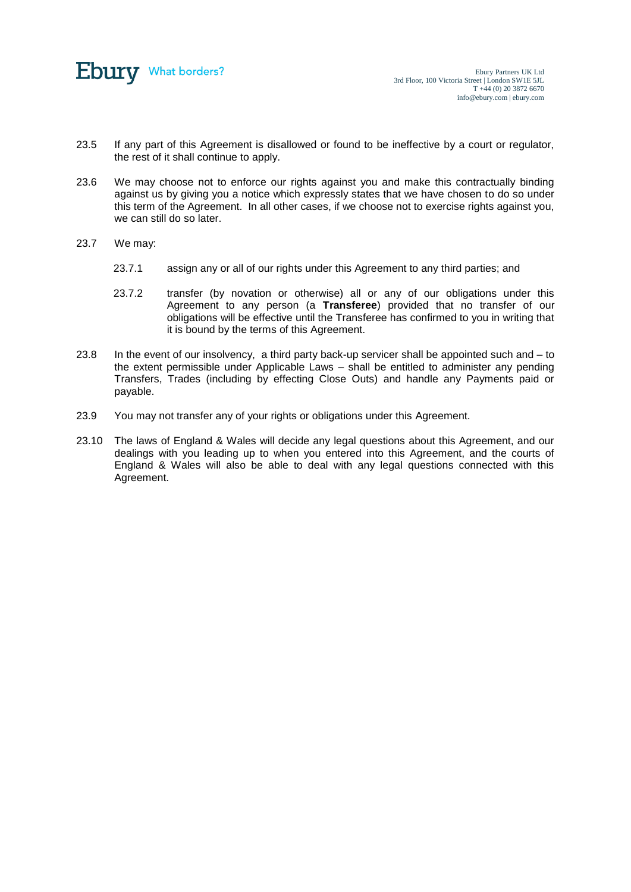23.5 If any part of this Agreement is disallowed or found to be ineffective by a court or regulator, the rest of it shall continue to apply.

23.6 We may choose not to enforce our rights against you and make this contractually binding against us by giving you a notice which expressly states that we have chosen to do so under this term of the Agreement. In all other cases, if we choose not to exercise rights against you, we can still do so later.

23.7 We may:

23.7.1 assign any or all of our rights under this Agreement to any third parties; and

23.7.2 transfer (by novation or otherwise) all or any of our obligations under this Agreement to any person (a **Transferee**) provided that no transfer of our obligations will be effective until the Transferee has confirmed to you in writing that it is bound by the terms of this Agreement.

23.8 In the event of our insolvency, a third party back-up servicer shall be appointed such and – to the extent permissible under Applicable Laws – shall be entitled to administer any pending Transfers, Trades (including by effecting Close Outs) and handle any Payments paid or payable.

23.9 You may not transfer any of your rights or obligations under this Agreement.

23.10 The laws of England & Wales will decide any legal questions about this Agreement, and our dealings with you leading up to when you entered into this Agreement, and the courts of England & Wales will also be able to deal with any legal questions connected with this Agreement.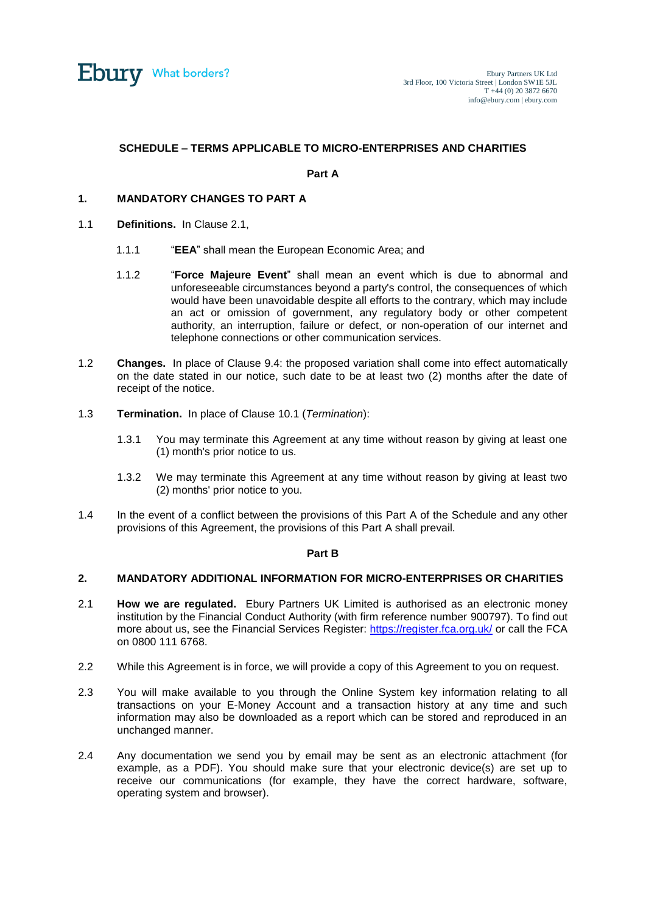## SCHEDULE – TERMS APPLICABLE TO MICRO-ENTERPRISES AND CHARITIES

**Part A**

### 1. MANDATORY CHANGES TO PART A

1.1 **Definitions.** In Clause 2.1,

1.1.1 "**EEA**" shall mean the European Economic Area; and

1.1.2 "**Force Majeure Event**" shall mean an event which is due to abnormal and unforeseeable circumstances beyond a party's control, the consequences of which would have been unavoidable despite all efforts to the contrary, which may include an act or omission of government, any regulatory body or other competent authority, an interruption, failure or defect, or non-operation of our internet and telephone connections or other communication services.

1.2 **Changes.** In place of Clause 9.4: the proposed variation shall come into effect automatically on the date stated in our notice, such date to be at least two (2) months after the date of receipt of the notice.

1.3 **Termination.** In place of Clause 10.1 (*Termination*):

1.3.1 You may terminate this Agreement at any time without reason by giving at least one (1) month's prior notice to us.

1.3.2 We may terminate this Agreement at any time without reason by giving at least two (2) months' prior notice to you.

1.4 In the event of a conflict between the provisions of this Part A of the Schedule and any other provisions of this Agreement, the provisions of this Part A shall prevail.

**Part B**

### 2. MANDATORY ADDITIONAL INFORMATION FOR MICRO-ENTERPRISES OR CHARITIES

2.1 **How we are regulated.** Ebury Partners UK Limited is authorised as an electronic money institution by the Financial Conduct Authority (with firm reference number 900797). To find out more about us, see the Financial Services Register: https://register.fca.org.uk/ or call the FCA on 0800 111 6768.

2.2 While this Agreement is in force, we will provide a copy of this Agreement to you on request.

2.3 You will make available to you through the Online System key information relating to all transactions on your E-Money Account and a transaction history at any time and such information may also be downloaded as a report which can be stored and reproduced in an unchanged manner.

2.4 Any documentation we send you by email may be sent as an electronic attachment (for example, as a PDF). You should make sure that your electronic device(s) are set up to receive our communications (for example, they have the correct hardware, software, operating system and browser).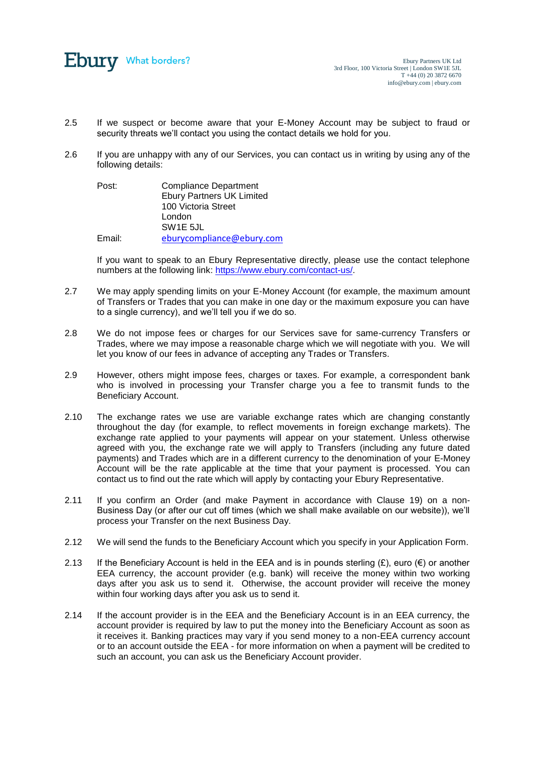2.5 If we suspect or become aware that your E-Money Account may be subject to fraud or security threats we'll contact you using the contact details we hold for you.

2.6 If you are unhappy with any of our Services, you can contact us in writing by using any of the following details:

Post: Compliance Department
Ebury Partners UK Limited
100 Victoria Street
London
SW1E 5JL

Email: eburycompliance@ebury.com

If you want to speak to an Ebury Representative directly, please use the contact telephone numbers at the following link: https://www.ebury.com/contact-us/.

2.7 We may apply spending limits on your E-Money Account (for example, the maximum amount of Transfers or Trades that you can make in one day or the maximum exposure you can have to a single currency), and we'll tell you if we do so.

2.8 We do not impose fees or charges for our Services save for same-currency Transfers or Trades, where we may impose a reasonable charge which we will negotiate with you. We will let you know of our fees in advance of accepting any Trades or Transfers.

2.9 However, others might impose fees, charges or taxes. For example, a correspondent bank who is involved in processing your Transfer charge you a fee to transmit funds to the Beneficiary Account.

2.10 The exchange rates we use are variable exchange rates which are changing constantly throughout the day (for example, to reflect movements in foreign exchange markets). The exchange rate applied to your payments will appear on your statement. Unless otherwise agreed with you, the exchange rate we will apply to Transfers (including any future dated payments) and Trades which are in a different currency to the denomination of your E-Money Account will be the rate applicable at the time that your payment is processed. You can contact us to find out the rate which will apply by contacting your Ebury Representative.

2.11 If you confirm an Order (and make Payment in accordance with Clause 19) on a non-Business Day (or after our cut off times (which we shall make available on our website)), we'll process your Transfer on the next Business Day.

2.12 We will send the funds to the Beneficiary Account which you specify in your Application Form.

2.13 If the Beneficiary Account is held in the EEA and is in pounds sterling (£), euro (€) or another EEA currency, the account provider (e.g. bank) will receive the money within two working days after you ask us to send it. Otherwise, the account provider will receive the money within four working days after you ask us to send it.

2.14 If the account provider is in the EEA and the Beneficiary Account is in an EEA currency, the account provider is required by law to put the money into the Beneficiary Account as soon as it receives it. Banking practices may vary if you send money to a non-EEA currency account or to an account outside the EEA - for more information on when a payment will be credited to such an account, you can ask us the Beneficiary Account provider.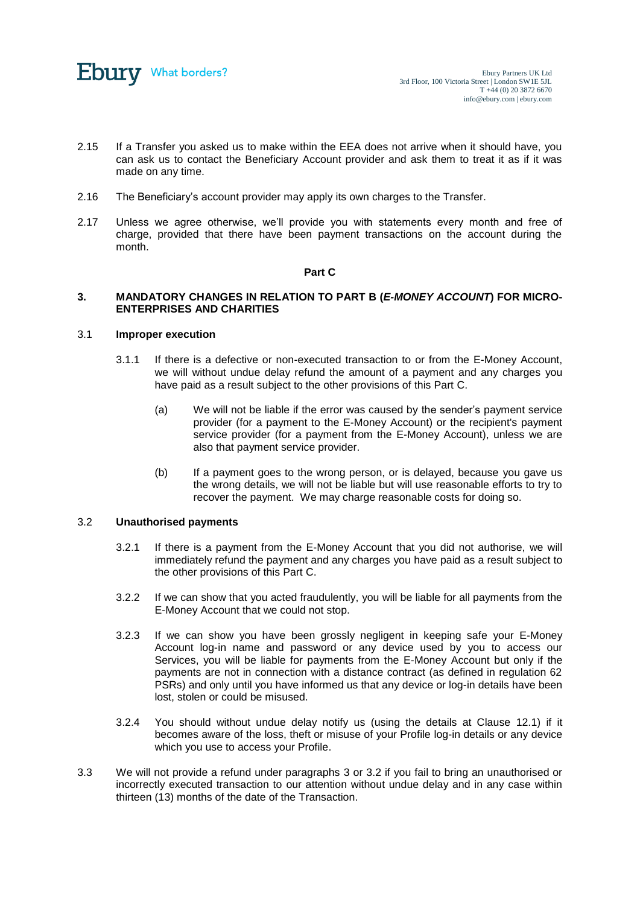2.15 If a Transfer you asked us to make within the EEA does not arrive when it should have, you can ask us to contact the Beneficiary Account provider and ask them to treat it as if it was made on any time.

2.16 The Beneficiary's account provider may apply its own charges to the Transfer.

2.17 Unless we agree otherwise, we'll provide you with statements every month and free of charge, provided that there have been payment transactions on the account during the month.

**Part C**

## 3. MANDATORY CHANGES IN RELATION TO PART B (*E-MONEY ACCOUNT*) FOR MICRO-ENTERPRISES AND CHARITIES

3.1 **Improper execution**

3.1.1 If there is a defective or non-executed transaction to or from the E-Money Account, we will without undue delay refund the amount of a payment and any charges you have paid as a result subject to the other provisions of this Part C.

(a) We will not be liable if the error was caused by the sender's payment service provider (for a payment to the E-Money Account) or the recipient's payment service provider (for a payment from the E-Money Account), unless we are also that payment service provider.

(b) If a payment goes to the wrong person, or is delayed, because you gave us the wrong details, we will not be liable but will use reasonable efforts to try to recover the payment. We may charge reasonable costs for doing so.

3.2 **Unauthorised payments**

3.2.1 If there is a payment from the E-Money Account that you did not authorise, we will immediately refund the payment and any charges you have paid as a result subject to the other provisions of this Part C.

3.2.2 If we can show that you acted fraudulently, you will be liable for all payments from the E-Money Account that we could not stop.

3.2.3 If we can show you have been grossly negligent in keeping safe your E-Money Account log-in name and password or any device used by you to access our Services, you will be liable for payments from the E-Money Account but only if the payments are not in connection with a distance contract (as defined in regulation 62 PSRs) and only until you have informed us that any device or log-in details have been lost, stolen or could be misused.

3.2.4 You should without undue delay notify us (using the details at Clause 12.1) if it becomes aware of the loss, theft or misuse of your Profile log-in details or any device which you use to access your Profile.

3.3 We will not provide a refund under paragraphs 3 or 3.2 if you fail to bring an unauthorised or incorrectly executed transaction to our attention without undue delay and in any case within thirteen (13) months of the date of the Transaction.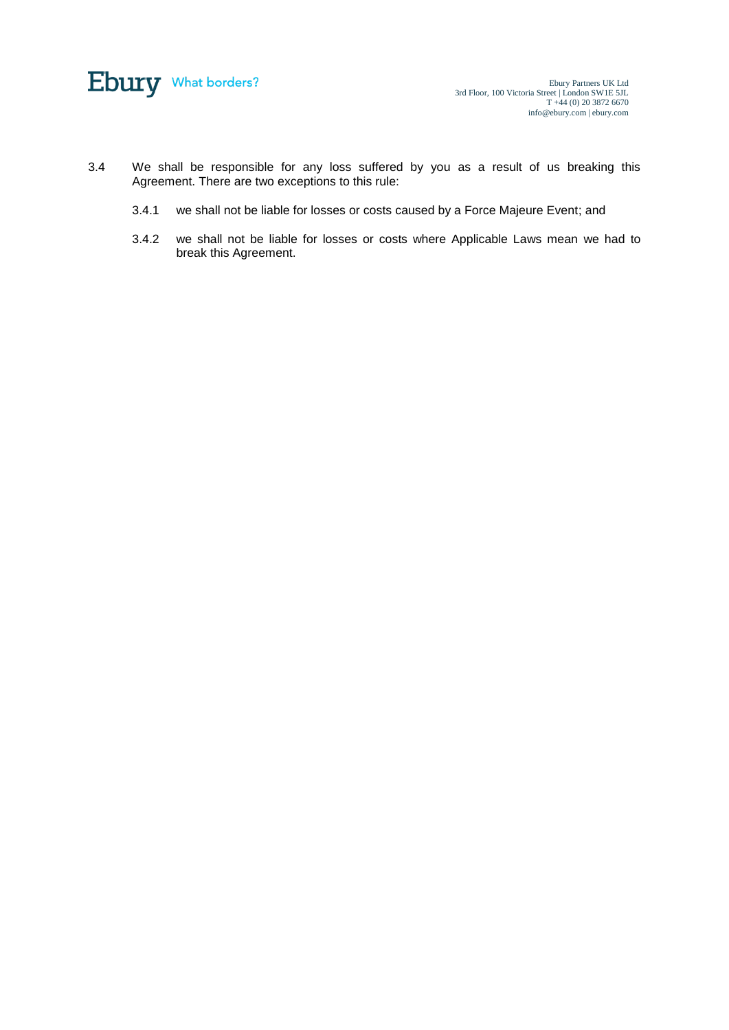3.4 We shall be responsible for any loss suffered by you as a result of us breaking this Agreement. There are two exceptions to this rule:

3.4.1 we shall not be liable for losses or costs caused by a Force Majeure Event; and

3.4.2 we shall not be liable for losses or costs where Applicable Laws mean we had to break this Agreement.